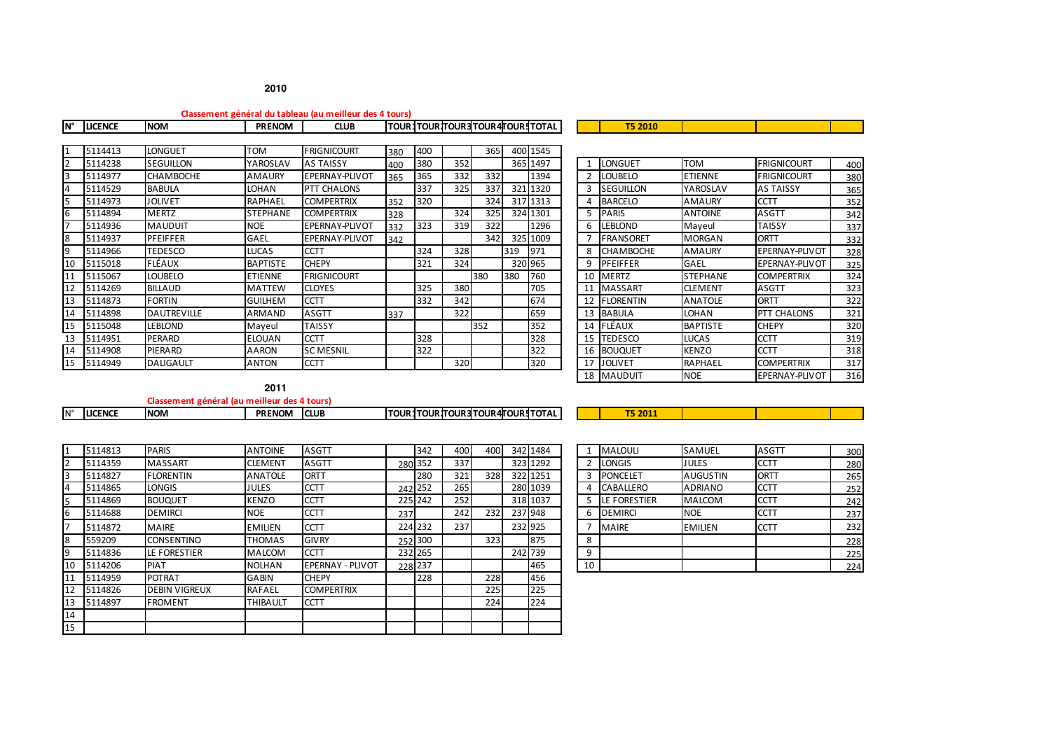**2010**

**Classement général du tableau (au meilleur des 4 tours)**

| N° | LICENCE | NOM | PRENOM | CLUB | TOUR1 | TOUR2 | TOUR3 | TOUR4 | TOUR5 | TOTAL |
|---|---|---|---|---|---|---|---|---|---|---|
| 1 | 5114413 | LONGUET | TOM | FRIGNICOURT | 380 | 400 | | 365 | 400 | 1545 |
| 2 | 5114238 | SEGUILLON | YAROSLAV | AS TAISSY | 400 | 380 | 352 | | 365 | 1497 |
| 3 | 5114977 | CHAMBOCHE | AMAURY | EPERNAY-PLIVOT | 365 | 365 | 332 | 332 | | 1394 |
| 4 | 5114529 | BABULA | LOHAN | PTT CHALONS | | 337 | 325 | 337 | 321 | 1320 |
| 5 | 5114973 | JOLIVET | RAPHAEL | COMPERTRIX | 352 | 320 | | 324 | 317 | 1313 |
| 6 | 5114894 | MERTZ | STEPHANE | COMPERTRIX | 328 | | 324 | 325 | 324 | 1301 |
| 7 | 5114936 | MAUDUIT | NOE | EPERNAY-PLIVOT | 332 | 323 | 319 | 322 | | 1296 |
| 8 | 5114937 | PFEIFFER | GAEL | EPERNAY-PLIVOT | 342 | | | 342 | 325 | 1009 |
| 9 | 5114966 | TEDESCO | LUCAS | CCTT | | 324 | 328 | | 319 | 971 |
| 10 | 5115018 | FLÉAUX | BAPTISTE | CHEPY | | 321 | 324 | | 320 | 965 |
| 11 | 5115067 | LOUBELO | ETIENNE | FRIGNICOURT | | | | 380 | 380 | 760 |
| 12 | 5114269 | BILLAUD | MATTEW | CLOYES | | 325 | 380 | | | 705 |
| 13 | 5114873 | FORTIN | GUILHEM | CCTT | | 332 | 342 | | | 674 |
| 14 | 5114898 | DAUTREVILLE | ARMAND | ASGTT | 337 | | 322 | | | 659 |
| 15 | 5115048 | LEBLOND | Mayeul | TAISSY | | | | 352 | | 352 |
| 13 | 5114951 | PERARD | ELOUAN | CCTT | | 328 | | | | 328 |
| 14 | 5114908 | PIERARD | AARON | SC MESNIL | | 322 | | | | 322 |
| 15 | 5114949 | DALIGAULT | ANTON | CCTT | | | 320 | | | 320 |

| | T5 2010 | | | |
|---|---|---|---|---|
| 1 | LONGUET | TOM | FRIGNICOURT | 400 |
| 2 | LOUBELO | ETIENNE | FRIGNICOURT | 380 |
| 3 | SEGUILLON | YAROSLAV | AS TAISSY | 365 |
| 4 | BARCELO | AMAURY | CCTT | 352 |
| 5 | PARIS | ANTOINE | ASGTT | 342 |
| 6 | LEBLOND | Mayeul | TAISSY | 337 |
| 7 | FRANSORET | MORGAN | ORTT | 332 |
| 8 | CHAMBOCHE | AMAURY | EPERNAY-PLIVOT | 328 |
| 9 | PFEIFFER | GAEL | EPERNAY-PLIVOT | 325 |
| 10 | MERTZ | STEPHANE | COMPERTRIX | 324 |
| 11 | MASSART | CLEMENT | ASGTT | 323 |
| 12 | FLORENTIN | ANATOLE | ORTT | 322 |
| 13 | BABULA | LOHAN | PTT CHALONS | 321 |
| 14 | FLÉAUX | BAPTISTE | CHEPY | 320 |
| 15 | TEDESCO | LUCAS | CCTT | 319 |
| 16 | BOUQUET | KENZO | CCTT | 318 |
| 17 | JOLIVET | RAPHAEL | COMPERTRIX | 317 |
| 18 | MAUDUIT | NOE | EPERNAY-PLIVOT | 316 |

**2011**

**Classement général (au meilleur des 4 tours)**

| N° | LICENCE | NOM | PRENOM | CLUB | TOUR1 | TOUR2 | TOUR3 | TOUR4 | TOUR5 | TOTAL |
|---|---|---|---|---|---|---|---|---|---|---|
| 1 | 5114813 | PARIS | ANTOINE | ASGTT | | 342 | 400 | 400 | 342 | 1484 |
| 2 | 5114359 | MASSART | CLEMENT | ASGTT | 280 | 352 | 337 | | 323 | 1292 |
| 3 | 5114827 | FLORENTIN | ANATOLE | ORTT | | 280 | 321 | 328 | 322 | 1251 |
| 4 | 5114865 | LONGIS | JULES | CCTT | 242 | 252 | 265 | | 280 | 1039 |
| 5 | 5114869 | BOUQUET | KENZO | CCTT | 225 | 242 | 252 | | 318 | 1037 |
| 6 | 5114688 | DEMIRCI | NOE | CCTT | 237 | | 242 | 232 | 237 | 948 |
| 7 | 5114872 | MAIRE | EMILIEN | CCTT | 224 | 232 | 237 | | 232 | 925 |
| 8 | 559209 | CONSENTINO | THOMAS | GIVRY | 252 | 300 | | 323 | | 875 |
| 9 | 5114836 | LE FORESTIER | MALCOM | CCTT | 232 | 265 | | | 242 | 739 |
| 10 | 5114206 | PIAT | NOLHAN | EPERNAY - PLIVOT | 228 | 237 | | | | 465 |
| 11 | 5114959 | POTRAT | GABIN | CHEPY | | 228 | | 228 | | 456 |
| 12 | 5114826 | DEBIN VIGREUX | RAFAEL | COMPERTRIX | | | | 225 | | 225 |
| 13 | 5114897 | FROMENT | THIBAULT | CCTT | | | | 224 | | 224 |
| 14 | | | | | | | | | | |
| 15 | | | | | | | | | | |

| | T5 2011 | | | |
|---|---|---|---|---|
| 1 | MALOULI | SAMUEL | ASGTT | 300 |
| 2 | LONGIS | JULES | CCTT | 280 |
| 3 | PONCELET | AUGUSTIN | ORTT | 265 |
| 4 | CABALLERO | ADRIANO | CCTT | 252 |
| 5 | LE FORESTIER | MALCOM | CCTT | 242 |
| 6 | DEMIRCI | NOE | CCTT | 237 |
| 7 | MAIRE | EMILIEN | CCTT | 232 |
| 8 | | | | 228 |
| 9 | | | | 225 |
| 10 | | | | 224 |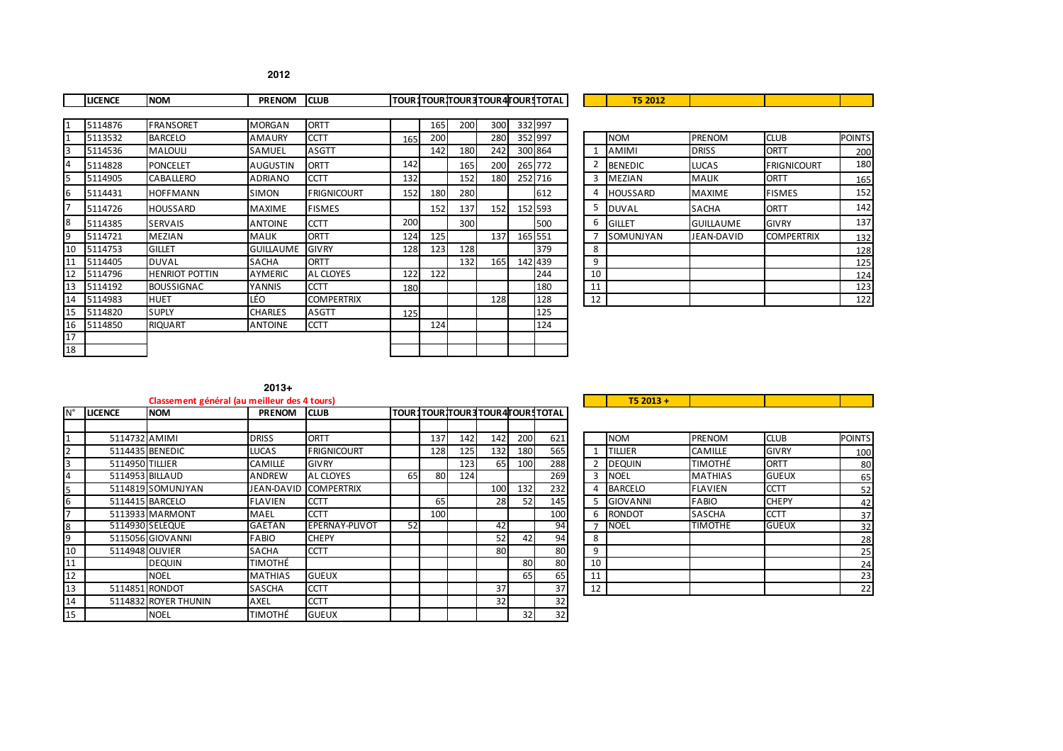**2012**

| | LICENCE | NOM | PRENOM | CLUB | TOUR1 | TOUR2 | TOUR3 | TOUR4 | TOUR5 | TOTAL |
|---|---|---|---|---|---|---|---|---|---|---|
| 1 | 5114876 | FRANSORET | MORGAN | ORTT | | 165 | 200 | 300 | 332 | 997 |
| 1 | 5113532 | BARCELO | AMAURY | CCTT | 165 | 200 | | 280 | 352 | 997 |
| 3 | 5114536 | MALOULI | SAMUEL | ASGTT | | 142 | 180 | 242 | 300 | 864 |
| 4 | 5114828 | PONCELET | AUGUSTIN | ORTT | 142 | | 165 | 200 | 265 | 772 |
| 5 | 5114905 | CABALLERO | ADRIANO | CCTT | 132 | | 152 | 180 | 252 | 716 |
| 6 | 5114431 | HOFFMANN | SIMON | FRIGNICOURT | 152 | 180 | 280 | | | 612 |
| 7 | 5114726 | HOUSSARD | MAXIME | FISMES | | 152 | 137 | 152 | 152 | 593 |
| 8 | 5114385 | SERVAIS | ANTOINE | CCTT | 200 | | 300 | | | 500 |
| 9 | 5114721 | MEZIAN | MALIK | ORTT | 124 | 125 | | 137 | 165 | 551 |
| 10 | 5114753 | GILLET | GUILLAUME | GIVRY | 128 | 123 | 128 | | | 379 |
| 11 | 5114405 | DUVAL | SACHA | ORTT | | | 132 | 165 | 142 | 439 |
| 12 | 5114796 | HENRIOT POTTIN | AYMERIC | AL CLOYES | 122 | 122 | | | | 244 |
| 13 | 5114192 | BOUSSIGNAC | YANNIS | CCTT | 180 | | | | | 180 |
| 14 | 5114983 | HUET | LÉO | COMPERTRIX | | | | 128 | | 128 |
| 15 | 5114820 | SUPLY | CHARLES | ASGTT | 125 | | | | | 125 |
| 16 | 5114850 | RIQUART | ANTOINE | CCTT | | 124 | | | | 124 |
| 17 | | | | | | | | | | |
| 18 | | | | | | | | | | |

**T5 2012**

| | NOM | PRENOM | CLUB | POINTS |
|---|---|---|---|---|
| 1 | AMIMI | DRISS | ORTT | 200 |
| 2 | BENEDIC | LUCAS | FRIGNICOURT | 180 |
| 3 | MEZIAN | MALIK | ORTT | 165 |
| 4 | HOUSSARD | MAXIME | FISMES | 152 |
| 5 | DUVAL | SACHA | ORTT | 142 |
| 6 | GILLET | GUILLAUME | GIVRY | 137 |
| 7 | SOMUNJYAN | JEAN-DAVID | COMPERTRIX | 132 |
| 8 | | | | 128 |
| 9 | | | | 125 |
| 10 | | | | 124 |
| 11 | | | | 123 |
| 12 | | | | 122 |

**2013+**

**Classement général (au meilleur des 4 tours)**

| N° | LICENCE | NOM | PRENOM | CLUB | TOUR1 | TOUR2 | TOUR3 | TOUR4 | TOUR5 | TOTAL |
|---|---|---|---|---|---|---|---|---|---|---|
| 1 | 5114732 | AMIMI | DRISS | ORTT | | 137 | 142 | 142 | 200 | 621 |
| 2 | 5114435 | BENEDIC | LUCAS | FRIGNICOURT | | 128 | 125 | 132 | 180 | 565 |
| 3 | 5114950 | TILLIER | CAMILLE | GIVRY | | | 123 | 65 | 100 | 288 |
| 4 | 5114953 | BILLAUD | ANDREW | AL CLOYES | 65 | 80 | 124 | | | 269 |
| 5 | 5114819 | SOMUNJYAN | JEAN-DAVID | COMPERTRIX | | | | 100 | 132 | 232 |
| 6 | 5114415 | BARCELO | FLAVIEN | CCTT | | 65 | | 28 | 52 | 145 |
| 7 | 5113933 | MARMONT | MAEL | CCTT | | 100 | | | | 100 |
| 8 | 5114930 | SELEQUE | GAETAN | EPERNAY-PLIVOT | 52 | | | 42 | | 94 |
| 9 | 5115056 | GIOVANNI | FABIO | CHEPY | | | | 52 | 42 | 94 |
| 10 | 5114948 | OLIVIER | SACHA | CCTT | | | | 80 | | 80 |
| 11 | | DEQUIN | TIMOTHÉ | | | | | | 80 | 80 |
| 12 | | NOEL | MATHIAS | GUEUX | | | | | 65 | 65 |
| 13 | 5114851 | RONDOT | SASCHA | CCTT | | | | 37 | | 37 |
| 14 | 5114832 | ROYER THUNIN | AXEL | CCTT | | | | 32 | | 32 |
| 15 | | NOEL | TIMOTHÉ | GUEUX | | | | | 32 | 32 |

**T5 2013 +**

| | NOM | PRENOM | CLUB | POINTS |
|---|---|---|---|---|
| 1 | TILLIER | CAMILLE | GIVRY | 100 |
| 2 | DEQUIN | TIMOTHÉ | ORTT | 80 |
| 3 | NOEL | MATHIAS | GUEUX | 65 |
| 4 | BARCELO | FLAVIEN | CCTT | 52 |
| 5 | GIOVANNI | FABIO | CHEPY | 42 |
| 6 | RONDOT | SASCHA | CCTT | 37 |
| 7 | NOEL | TIMOTHE | GUEUX | 32 |
| 8 | | | | 28 |
| 9 | | | | 25 |
| 10 | | | | 24 |
| 11 | | | | 23 |
| 12 | | | | 22 |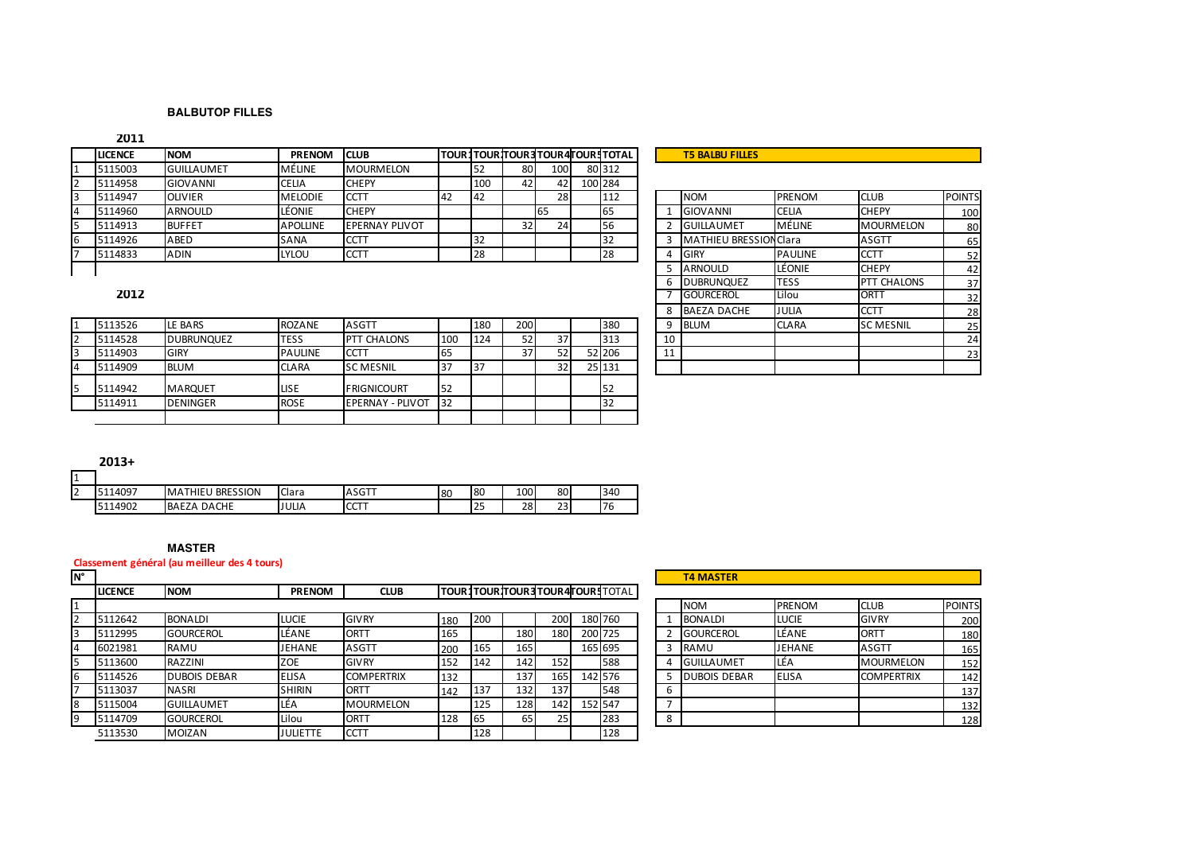**BALBUTOP FILLES**

**2011**

| | LICENCE | NOM | PRENOM | CLUB | TOUR 1 | TOUR 2 | TOUR 3 | TOUR 4 | TOUR 5 | TOTAL |
|---|---|---|---|---|---|---|---|---|---|---|
| 1 | 5115003 | GUILLAUMET | MÉLINE | MOURMELON | | 52 | 80 | 100 | 80 | 312 |
| 2 | 5114958 | GIOVANNI | CELIA | CHEPY | | 100 | 42 | 42 | 100 | 284 |
| 3 | 5114947 | OLIVIER | MELODIE | CCTT | 42 | 42 | | 28 | | 112 |
| 4 | 5114960 | ARNOULD | LÉONIE | CHEPY | | | | 65 | | 65 |
| 5 | 5114913 | BUFFET | APOLLINE | EPERNAY PLIVOT | | | 32 | 24 | | 56 |
| 6 | 5114926 | ABED | SANA | CCTT | | 32 | | | | 32 |
| 7 | 5114833 | ADIN | LYLOU | CCTT | | 28 | | | | 28 |

**2012**

| | LICENCE | NOM | PRENOM | CLUB | TOUR 1 | TOUR 2 | TOUR 3 | TOUR 4 | TOUR 5 | TOTAL |
|---|---|---|---|---|---|---|---|---|---|---|
| 1 | 5113526 | LE BARS | ROZANE | ASGTT | | 180 | 200 | | | 380 |
| 2 | 5114528 | DUBRUNQUEZ | TESS | PTT CHALONS | 100 | 124 | 52 | 37 | | 313 |
| 3 | 5114903 | GIRY | PAULINE | CCTT | 65 | | 37 | 52 | 52 | 206 |
| 4 | 5114909 | BLUM | CLARA | SC MESNIL | 37 | 37 | | 32 | 25 | 131 |
| 5 | 5114942 | MARQUET | LISE | FRIGNICOURT | 52 | | | | | 52 |
| | 5114911 | DENINGER | ROSE | EPERNAY - PLIVOT | 32 | | | | | 32 |

**2013+**

| | LICENCE | NOM | PRENOM | CLUB | TOUR 1 | TOUR 2 | TOUR 3 | TOUR 4 | TOUR 5 | TOTAL |
|---|---|---|---|---|---|---|---|---|---|---|
| 1 | | | | | | | | | | |
| 2 | 5114097 | MATHIEU BRESSION | Clara | ASGTT | 80 | 80 | 100 | 80 | | 340 |
| | 5114902 | BAEZA DACHE | JULIA | CCTT | | 25 | 28 | 23 | | 76 |

**T5 BALBU FILLES**

| | NOM | PRENOM | CLUB | POINTS |
|---|---|---|---|---|
| 1 | GIOVANNI | CELIA | CHEPY | 100 |
| 2 | GUILLAUMET | MÉLINE | MOURMELON | 80 |
| 3 | MATHIEU BRESSION | Clara | ASGTT | 65 |
| 4 | GIRY | PAULINE | CCTT | 52 |
| 5 | ARNOULD | LÉONIE | CHEPY | 42 |
| 6 | DUBRUNQUEZ | TESS | PTT CHALONS | 37 |
| 7 | GOURCEROL | Lilou | ORTT | 32 |
| 8 | BAEZA DACHE | JULIA | CCTT | 28 |
| 9 | BLUM | CLARA | SC MESNIL | 25 |
| 10 | | | | 24 |
| 11 | | | | 23 |

**MASTER**

**Classement général (au meilleur des 4 tours)**

| N° | LICENCE | NOM | PRENOM | CLUB | TOUR 1 | TOUR 2 | TOUR 3 | TOUR 4 | TOUR 5 | TOTAL |
|---|---|---|---|---|---|---|---|---|---|---|
| 1 | | | | | | | | | | |
| 2 | 5112642 | BONALDI | LUCIE | GIVRY | 180 | 200 | | 200 | 180 | 760 |
| 3 | 5112995 | GOURCEROL | LÉANE | ORTT | 165 | | 180 | 180 | 200 | 725 |
| 4 | 6021981 | RAMU | JEHANE | ASGTT | 200 | 165 | 165 | | 165 | 695 |
| 5 | 5113600 | RAZZINI | ZOE | GIVRY | 152 | 142 | 142 | 152 | | 588 |
| 6 | 5114526 | DUBOIS DEBAR | ELISA | COMPERTRIX | 132 | | 137 | 165 | 142 | 576 |
| 7 | 5113037 | NASRI | SHIRIN | ORTT | 142 | 137 | 132 | 137 | | 548 |
| 8 | 5115004 | GUILLAUMET | LÉA | MOURMELON | | 125 | 128 | 142 | 152 | 547 |
| 9 | 5114709 | GOURCEROL | Lilou | ORTT | 128 | 65 | 65 | 25 | | 283 |
| | 5113530 | MOIZAN | JULIETTE | CCTT | | 128 | | | | 128 |

**T4 MASTER**

| | NOM | PRENOM | CLUB | POINTS |
|---|---|---|---|---|
| 1 | BONALDI | LUCIE | GIVRY | 200 |
| 2 | GOURCEROL | LÉANE | ORTT | 180 |
| 3 | RAMU | JEHANE | ASGTT | 165 |
| 4 | GUILLAUMET | LÉA | MOURMELON | 152 |
| 5 | DUBOIS DEBAR | ELISA | COMPERTRIX | 142 |
| 6 | | | | 137 |
| 7 | | | | 132 |
| 8 | | | | 128 |